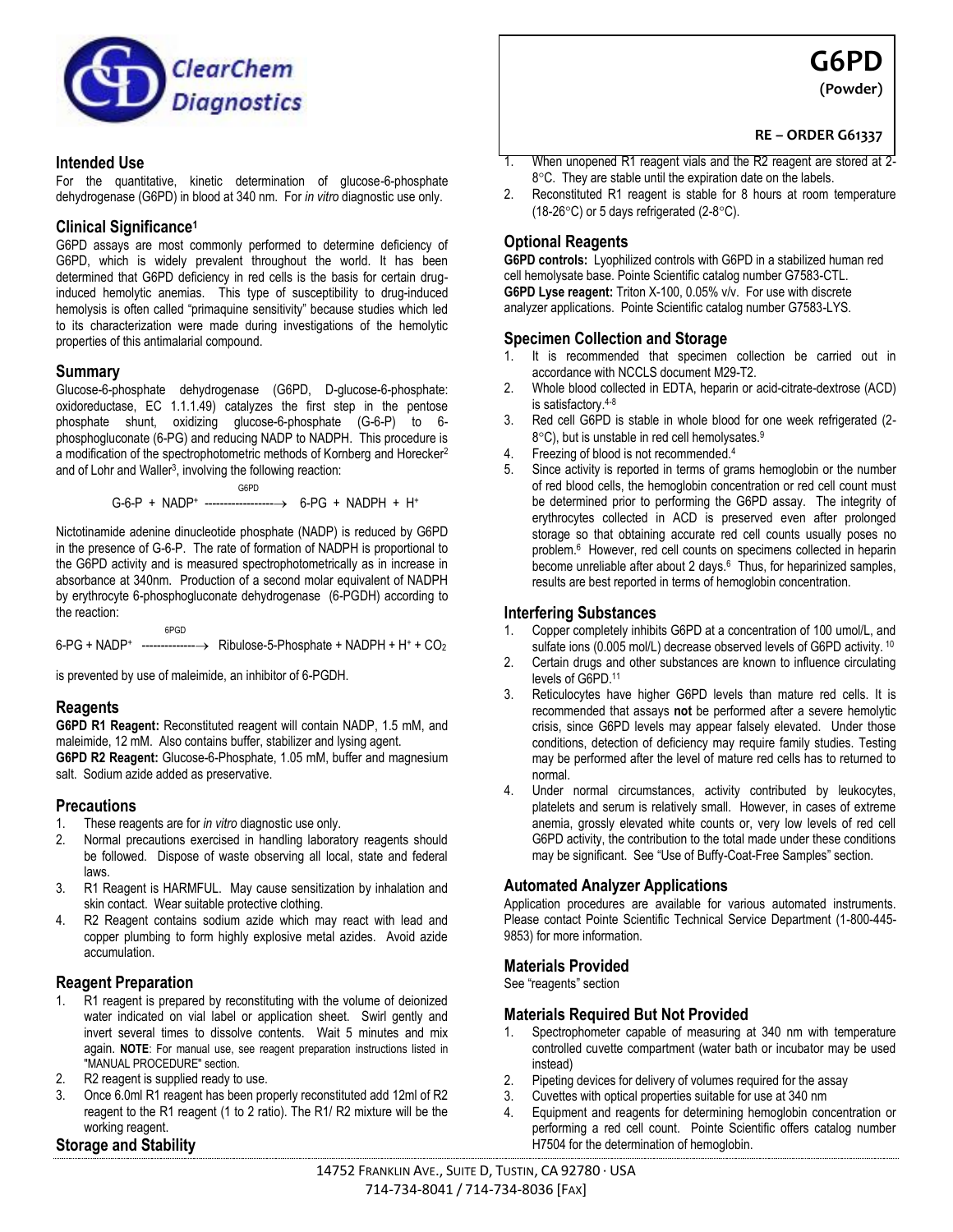ClearChem Diagnostics

# G6PD

**(Powder)**

**RE – ORDER G61337**

## Intended Use

For the quantitative, kinetic determination of glucose-6-phosphate dehydrogenase (G6PD) in blood at 340 nm. For *in vitro* diagnostic use only.

## Clinical Significance[1]

G6PD assays are most commonly performed to determine deficiency of G6PD, which is widely prevalent throughout the world. It has been determined that G6PD deficiency in red cells is the basis for certain drug-induced hemolytic anemias. This type of susceptibility to drug-induced hemolysis is often called "primaquine sensitivity" because studies which led to its characterization were made during investigations of the hemolytic properties of this antimalarial compound.

## Summary

Glucose-6-phosphate dehydrogenase (G6PD, D-glucose-6-phosphate: oxidoreductase, EC 1.1.1.49) catalyzes the first step in the pentose phosphate shunt, oxidizing glucose-6-phosphate (G-6-P) to 6-phosphogluconate (6-PG) and reducing NADP to NADPH. This procedure is a modification of the spectrophotometric methods of Kornberg and Horecker[2] and of Lohr and Waller[3], involving the following reaction:

$$\text{G-6-P} + \text{NADP}^+ \xrightarrow{\text{G6PD}} \text{6-PG} + \text{NADPH} + \text{H}^+$$

Nictotinamide adenine dinucleotide phosphate (NADP) is reduced by G6PD in the presence of G-6-P. The rate of formation of NADPH is proportional to the G6PD activity and is measured spectrophotometrically as in increase in absorbance at 340nm. Production of a second molar equivalent of NADPH by erythrocyte 6-phosphogluconate dehydrogenase (6-PGDH) according to the reaction:

$$\text{6-PG} + \text{NADP}^+ \xrightarrow{\text{6PGD}} \text{Ribulose-5-Phosphate} + \text{NADPH} + \text{H}^+ + CO_2$$

is prevented by use of maleimide, an inhibitor of 6-PGDH.

## Reagents

**G6PD R1 Reagent:** Reconstituted reagent will contain NADP, 1.5 mM, and maleimide, 12 mM. Also contains buffer, stabilizer and lysing agent.

**G6PD R2 Reagent:** Glucose-6-Phosphate, 1.05 mM, buffer and magnesium salt. Sodium azide added as preservative.

## Precautions

1. These reagents are for *in vitro* diagnostic use only.
2. Normal precautions exercised in handling laboratory reagents should be followed. Dispose of waste observing all local, state and federal laws.
3. R1 Reagent is HARMFUL. May cause sensitization by inhalation and skin contact. Wear suitable protective clothing.
4. R2 Reagent contains sodium azide which may react with lead and copper plumbing to form highly explosive metal azides. Avoid azide accumulation.

## Reagent Preparation

1. R1 reagent is prepared by reconstituting with the volume of deionized water indicated on vial label or application sheet. Swirl gently and invert several times to dissolve contents. Wait 5 minutes and mix again. **NOTE**: For manual use, see reagent preparation instructions listed in "MANUAL PROCEDURE" section.
2. R2 reagent is supplied ready to use.
3. Once 6.0ml R1 reagent has been properly reconstituted add 12ml of R2 reagent to the R1 reagent (1 to 2 ratio). The R1/ R2 mixture will be the working reagent.

## Storage and Stability

1. When unopened R1 reagent vials and the R2 reagent are stored at 2-8°C. They are stable until the expiration date on the labels.
2. Reconstituted R1 reagent is stable for 8 hours at room temperature (18-26°C) or 5 days refrigerated (2-8°C).

## Optional Reagents

**G6PD controls:** Lyophilized controls with G6PD in a stabilized human red cell hemolysate base. Pointe Scientific catalog number G7583-CTL.
**G6PD Lyse reagent:** Triton X-100, 0.05% v/v. For use with discrete analyzer applications. Pointe Scientific catalog number G7583-LYS.

## Specimen Collection and Storage

1. It is recommended that specimen collection be carried out in accordance with NCCLS document M29-T2.
2. Whole blood collected in EDTA, heparin or acid-citrate-dextrose (ACD) is satisfactory.[4-8]
3. Red cell G6PD is stable in whole blood for one week refrigerated (2-8°C), but is unstable in red cell hemolysates.[9]
4. Freezing of blood is not recommended.[4]
5. Since activity is reported in terms of grams hemoglobin or the number of red blood cells, the hemoglobin concentration or red cell count must be determined prior to performing the G6PD assay. The integrity of erythrocytes collected in ACD is preserved even after prolonged storage so that obtaining accurate red cell counts usually poses no problem.[6] However, red cell counts on specimens collected in heparin become unreliable after about 2 days.[6] Thus, for heparinized samples, results are best reported in terms of hemoglobin concentration.

## Interfering Substances

1. Copper completely inhibits G6PD at a concentration of 100 umol/L, and sulfate ions (0.005 mol/L) decrease observed levels of G6PD activity.[10]
2. Certain drugs and other substances are known to influence circulating levels of G6PD.[11]
3. Reticulocytes have higher G6PD levels than mature red cells. It is recommended that assays **not** be performed after a severe hemolytic crisis, since G6PD levels may appear falsely elevated. Under those conditions, detection of deficiency may require family studies. Testing may be performed after the level of mature red cells has to returned to normal.
4. Under normal circumstances, activity contributed by leukocytes, platelets and serum is relatively small. However, in cases of extreme anemia, grossly elevated white counts or, very low levels of red cell G6PD activity, the contribution to the total made under these conditions may be significant. See "Use of Buffy-Coat-Free Samples" section.

## Automated Analyzer Applications

Application procedures are available for various automated instruments. Please contact Pointe Scientific Technical Service Department (1-800-445-9853) for more information.

## Materials Provided

See "reagents" section

## Materials Required But Not Provided

1. Spectrophometer capable of measuring at 340 nm with temperature controlled cuvette compartment (water bath or incubator may be used instead)
2. Pipeting devices for delivery of volumes required for the assay
3. Cuvettes with optical properties suitable for use at 340 nm
4. Equipment and reagents for determining hemoglobin concentration or performing a red cell count. Pointe Scientific offers catalog number H7504 for the determination of hemoglobin.

14752 Franklin Ave., Suite D, Tustin, CA 92780 · USA
714-734-8041 / 714-734-8036 [Fax]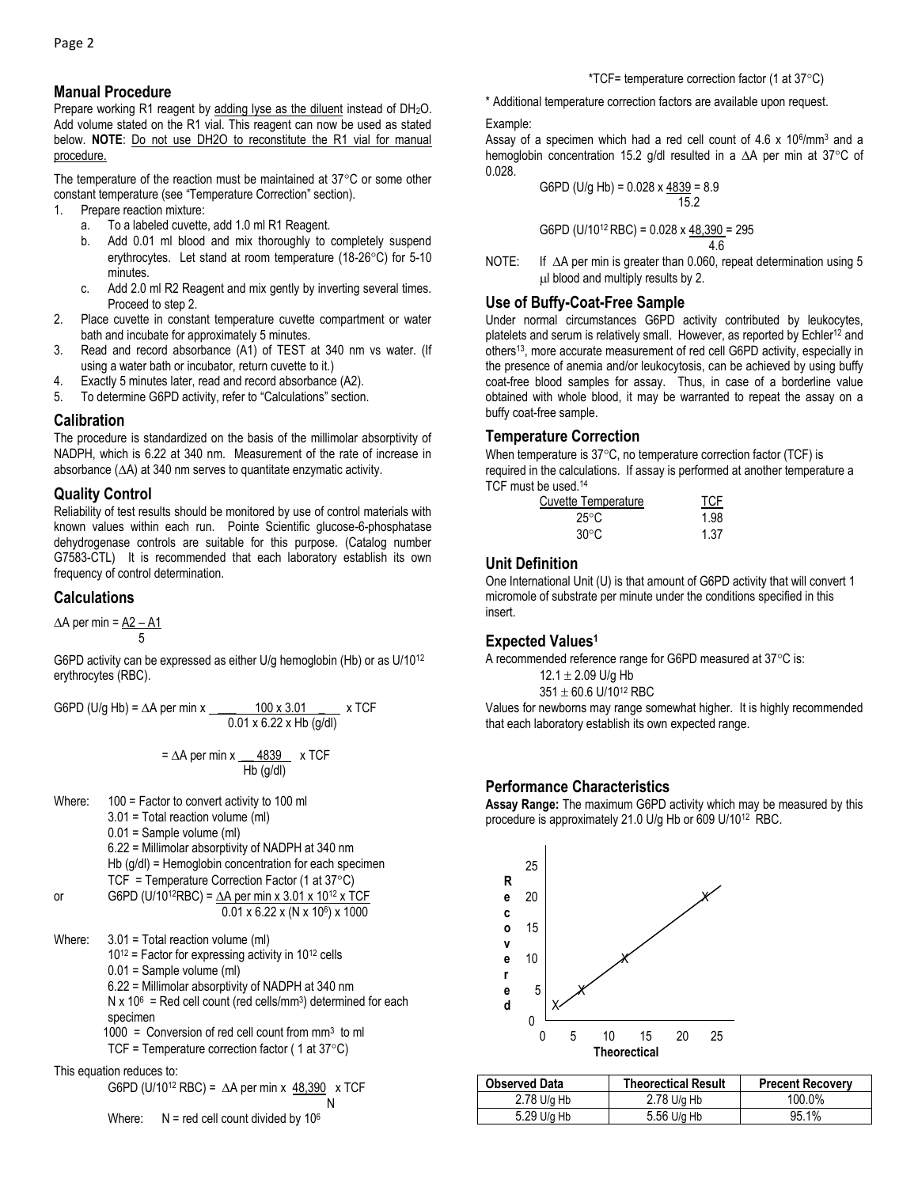## Manual Procedure

Prepare working R1 reagent by adding lyse as the diluent instead of $DH_2O$. Add volume stated on the R1 vial. This reagent can now be used as stated below. **NOTE**: Do not use DH2O to reconstitute the R1 vial for manual procedure.

The temperature of the reaction must be maintained at 37°C or some other constant temperature (see "Temperature Correction" section).

1. Prepare reaction mixture:
   a. To a labeled cuvette, add 1.0 ml R1 Reagent.
   b. Add 0.01 ml blood and mix thoroughly to completely suspend erythrocytes. Let stand at room temperature (18-26°C) for 5-10 minutes.
   c. Add 2.0 ml R2 Reagent and mix gently by inverting several times. Proceed to step 2.
2. Place cuvette in constant temperature cuvette compartment or water bath and incubate for approximately 5 minutes.
3. Read and record absorbance (A1) of TEST at 340 nm vs water. (If using a water bath or incubator, return cuvette to it.)
4. Exactly 5 minutes later, read and record absorbance (A2).
5. To determine G6PD activity, refer to "Calculations" section.

## Calibration

The procedure is standardized on the basis of the millimolar absorptivity of NADPH, which is 6.22 at 340 nm. Measurement of the rate of increase in absorbance ($\Delta A$) at 340 nm serves to quantitate enzymatic activity.

## Quality Control

Reliability of test results should be monitored by use of control materials with known values within each run. Pointe Scientific glucose-6-phosphatase dehydrogenase controls are suitable for this purpose. (Catalog number G7583-CTL) It is recommended that each laboratory establish its own frequency of control determination.

## Calculations

$$\Delta A \text{ per min} = \frac{A2 - A1}{5}$$

G6PD activity can be expressed as either U/g hemoglobin (Hb) or as U/$10^{12}$ erythrocytes (RBC).

$$\text{G6PD (U/g Hb)} = \Delta A \text{ per min} \times \frac{100 \times 3.01}{0.01 \times 6.22 \times \text{Hb (g/dl)}} \times \text{TCF}$$

$$= \Delta A \text{ per min} \times \frac{4839}{\text{Hb (g/dl)}} \times \text{TCF}$$

Where:
- 100 = Factor to convert activity to 100 ml
- 3.01 = Total reaction volume (ml)
- 0.01 = Sample volume (ml)
- 6.22 = Millimolar absorptivity of NADPH at 340 nm
- Hb (g/dl) = Hemoglobin concentration for each specimen
- TCF = Temperature Correction Factor (1 at 37°C)

or

$$\text{G6PD (U/}10^{12}\text{RBC)} = \frac{\Delta A \text{ per min} \times 3.01 \times 10^{12} \times \text{TCF}}{0.01 \times 6.22 \times (N \times 10^6) \times 1000}$$

Where:
- 3.01 = Total reaction volume (ml)
- $10^{12}$ = Factor for expressing activity in $10^{12}$ cells
- 0.01 = Sample volume (ml)
- 6.22 = Millimolar absorptivity of NADPH at 340 nm
- $N \times 10^6$ = Red cell count (red cells/$mm^3$) determined for each specimen
- 1000 = Conversion of red cell count from $mm^3$ to ml
- TCF = Temperature correction factor ( 1 at 37°C)

This equation reduces to:

$$\text{G6PD (U/}10^{12}\text{ RBC)} = \Delta A \text{ per min} \times \frac{48{,}390}{N} \times \text{TCF}$$

Where: N = red cell count divided by $10^6$

*TCF= temperature correction factor (1 at 37°C)

\* Additional temperature correction factors are available upon request.

Example:

Assay of a specimen which had a red cell count of 4.6 x $10^6$/$mm^3$ and a hemoglobin concentration 15.2 g/dl resulted in a $\Delta A$ per min at 37°C of 0.028.

$$\text{G6PD (U/g Hb)} = 0.028 \times \frac{4839}{15.2} = 8.9$$

$$\text{G6PD (U/}10^{12}\text{ RBC)} = 0.028 \times \frac{48{,}390}{4.6} = 295$$

NOTE: If $\Delta A$ per min is greater than 0.060, repeat determination using 5 µl blood and multiply results by 2.

## Use of Buffy-Coat-Free Sample

Under normal circumstances G6PD activity contributed by leukocytes, platelets and serum is relatively small. However, as reported by Echler[12] and others[13], more accurate measurement of red cell G6PD activity, especially in the presence of anemia and/or leukocytosis, can be achieved by using buffy coat-free blood samples for assay. Thus, in case of a borderline value obtained with whole blood, it may be warranted to repeat the assay on a buffy coat-free sample.

## Temperature Correction

When temperature is 37°C, no temperature correction factor (TCF) is required in the calculations. If assay is performed at another temperature a TCF must be used.[14]

| Cuvette Temperature | TCF |
|---|---|
| 25°C | 1.98 |
| 30°C | 1.37 |

## Unit Definition

One International Unit (U) is that amount of G6PD activity that will convert 1 micromole of substrate per minute under the conditions specified in this insert.

## Expected Values[1]

A recommended reference range for G6PD measured at 37°C is:

12.1 ± 2.09 U/g Hb

351 ± 60.6 U/$10^{12}$ RBC

Values for newborns may range somewhat higher. It is highly recommended that each laboratory establish its own expected range.

## Performance Characteristics

**Assay Range:** The maximum G6PD activity which may be measured by this procedure is approximately 21.0 U/g Hb or 609 U/$10^{12}$ RBC.

| Observed Data | Theoretical Result | Precent Recovery |
|---|---|---|
| 2.78 U/g Hb | 2.78 U/g Hb | 100.0% |
| 5.29 U/g Hb | 5.56 U/g Hb | 95.1% |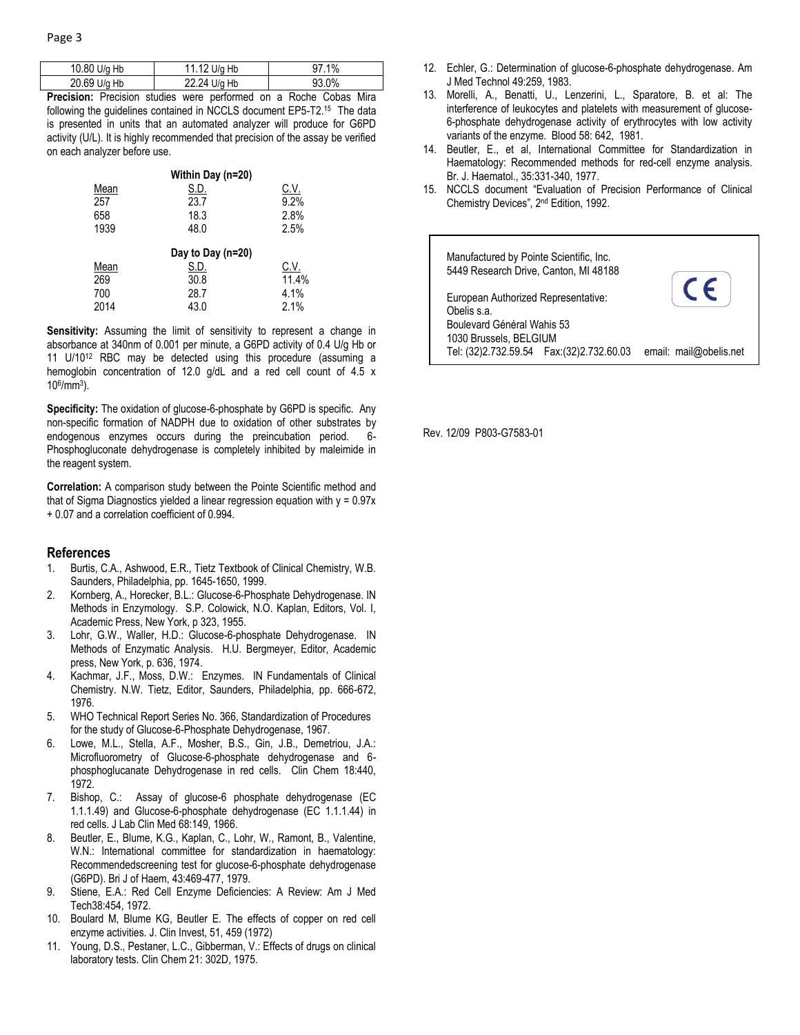| | | |
|---|---|---|
| 10.80 U/g Hb | 11.12 U/g Hb | 97.1% |
| 20.69 U/g Hb | 22.24 U/g Hb | 93.0% |

**Precision:** Precision studies were performed on a Roche Cobas Mira following the guidelines contained in NCCLS document EP5-T2.[15] The data is presented in units that an automated analyzer will produce for G6PD activity (U/L). It is highly recommended that precision of the assay be verified on each analyzer before use.

**Within Day (n=20)**

| Mean | S.D. | C.V. |
|---|---|---|
| 257 | 23.7 | 9.2% |
| 658 | 18.3 | 2.8% |
| 1939 | 48.0 | 2.5% |

**Day to Day (n=20)**

| Mean | S.D. | C.V. |
|---|---|---|
| 269 | 30.8 | 11.4% |
| 700 | 28.7 | 4.1% |
| 2014 | 43.0 | 2.1% |

**Sensitivity:** Assuming the limit of sensitivity to represent a change in absorbance at 340nm of 0.001 per minute, a G6PD activity of 0.4 U/g Hb or 11 U/$10^{12}$ RBC may be detected using this procedure (assuming a hemoglobin concentration of 12.0 g/dL and a red cell count of 4.5 x $10^6$/mm$^3$).

**Specificity:** The oxidation of glucose-6-phosphate by G6PD is specific. Any non-specific formation of NADPH due to oxidation of other substrates by endogenous enzymes occurs during the preincubation period. 6-Phosphogluconate dehydrogenase is completely inhibited by maleimide in the reagent system.

**Correlation:** A comparison study between the Pointe Scientific method and that of Sigma Diagnostics yielded a linear regression equation with y = 0.97x + 0.07 and a correlation coefficient of 0.994.

## References

1. Burtis, C.A., Ashwood, E.R., Tietz Textbook of Clinical Chemistry, W.B. Saunders, Philadelphia, pp. 1645-1650, 1999.
2. Kornberg, A., Horecker, B.L.: Glucose-6-Phosphate Dehydrogenase. IN Methods in Enzymology. S.P. Colowick, N.O. Kaplan, Editors, Vol. I, Academic Press, New York, p 323, 1955.
3. Lohr, G.W., Waller, H.D.: Glucose-6-phosphate Dehydrogenase. IN Methods of Enzymatic Analysis. H.U. Bergmeyer, Editor, Academic press, New York, p. 636, 1974.
4. Kachmar, J.F., Moss, D.W.: Enzymes. IN Fundamentals of Clinical Chemistry. N.W. Tietz, Editor, Saunders, Philadelphia, pp. 666-672, 1976.
5. WHO Technical Report Series No. 366, Standardization of Procedures for the study of Glucose-6-Phosphate Dehydrogenase, 1967.
6. Lowe, M.L., Stella, A.F., Mosher, B.S., Gin, J.B., Demetriou, J.A.: Microfluorometry of Glucose-6-phosphate dehydrogenase and 6-phosphoglucanate Dehydrogenase in red cells. Clin Chem 18:440, 1972.
7. Bishop, C.: Assay of glucose-6 phosphate dehydrogenase (EC 1.1.1.49) and Glucose-6-phosphate dehydrogenase (EC 1.1.1.44) in red cells. J Lab Clin Med 68:149, 1966.
8. Beutler, E., Blume, K.G., Kaplan, C., Lohr, W., Ramont, B., Valentine, W.N.: International committee for standardization in haematology: Recommendedscreening test for glucose-6-phosphate dehydrogenase (G6PD). Bri J of Haem, 43:469-477, 1979.
9. Stiene, E.A.: Red Cell Enzyme Deficiencies: A Review: Am J Med Tech38:454, 1972.
10. Boulard M, Blume KG, Beutler E. The effects of copper on red cell enzyme activities. J. Clin Invest, 51, 459 (1972)
11. Young, D.S., Pestaner, L.C., Gibberman, V.: Effects of drugs on clinical laboratory tests. Clin Chem 21: 302D, 1975.
12. Echler, G.: Determination of glucose-6-phosphate dehydrogenase. Am J Med Technol 49:259, 1983.
13. Morelli, A., Benatti, U., Lenzerini, L., Sparatore, B. et al: The interference of leukocytes and platelets with measurement of glucose-6-phosphate dehydrogenase activity of erythrocytes with low activity variants of the enzyme. Blood 58: 642, 1981.
14. Beutler, E., et al, International Committee for Standardization in Haematology: Recommended methods for red-cell enzyme analysis. Br. J. Haematol., 35:331-340, 1977.
15. NCCLS document "Evaluation of Precision Performance of Clinical Chemistry Devices", 2nd Edition, 1992.

Manufactured by Pointe Scientific, Inc.
5449 Research Drive, Canton, MI 48188

CE

European Authorized Representative:
Obelis s.a.
Boulevard Général Wahis 53
1030 Brussels, BELGIUM
Tel: (32)2.732.59.54 Fax:(32)2.732.60.03 email: mail@obelis.net

Rev. 12/09 P803-G7583-01